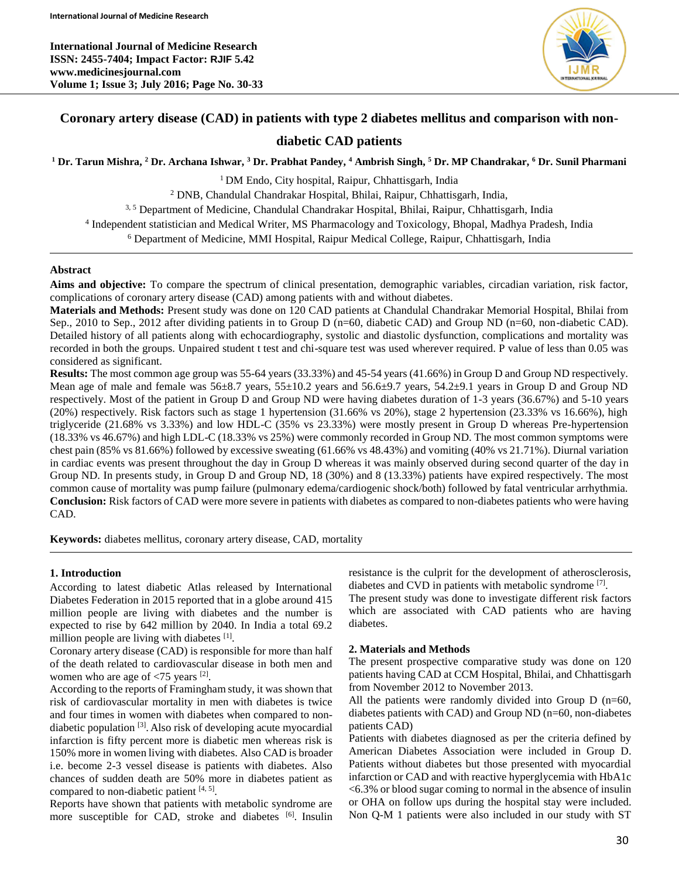# Coronary artery disease (CAD) in patients with type 2 diabetes mellitus and comparison with non-diabetic CAD patients

**[1] Dr. Tarun Mishra, [2] Dr. Archana Ishwar, [3] Dr. Prabhat Pandey, [4] Ambrish Singh, [5] Dr. MP Chandrakar, [6] Dr. Sunil Pharmani**

[1] DM Endo, City hospital, Raipur, Chhattisgarh, India

[2] DNB, Chandulal Chandrakar Hospital, Bhilai, Raipur, Chhattisgarh, India,

[3, 5] Department of Medicine, Chandulal Chandrakar Hospital, Bhilai, Raipur, Chhattisgarh, India

[4] Independent statistician and Medical Writer, MS Pharmacology and Toxicology, Bhopal, Madhya Pradesh, India

[6] Department of Medicine, MMI Hospital, Raipur Medical College, Raipur, Chhattisgarh, India

## Abstract

**Aims and objective:** To compare the spectrum of clinical presentation, demographic variables, circadian variation, risk factor, complications of coronary artery disease (CAD) among patients with and without diabetes.

**Materials and Methods:** Present study was done on 120 CAD patients at Chandulal Chandrakar Memorial Hospital, Bhilai from Sep., 2010 to Sep., 2012 after dividing patients in to Group D (n=60, diabetic CAD) and Group ND (n=60, non-diabetic CAD). Detailed history of all patients along with echocardiography, systolic and diastolic dysfunction, complications and mortality was recorded in both the groups. Unpaired student t test and chi-square test was used wherever required. P value of less than 0.05 was considered as significant.

**Results:** The most common age group was 55-64 years (33.33%) and 45-54 years (41.66%) in Group D and Group ND respectively. Mean age of male and female was 56±8.7 years, 55±10.2 years and 56.6±9.7 years, 54.2±9.1 years in Group D and Group ND respectively. Most of the patient in Group D and Group ND were having diabetes duration of 1-3 years (36.67%) and 5-10 years (20%) respectively. Risk factors such as stage 1 hypertension (31.66% vs 20%), stage 2 hypertension (23.33% vs 16.66%), high triglyceride (21.68% vs 3.33%) and low HDL-C (35% vs 23.33%) were mostly present in Group D whereas Pre-hypertension (18.33% vs 46.67%) and high LDL-C (18.33% vs 25%) were commonly recorded in Group ND. The most common symptoms were chest pain (85% vs 81.66%) followed by excessive sweating (61.66% vs 48.43%) and vomiting (40% vs 21.71%). Diurnal variation in cardiac events was present throughout the day in Group D whereas it was mainly observed during second quarter of the day in Group ND. In presents study, in Group D and Group ND, 18 (30%) and 8 (13.33%) patients have expired respectively. The most common cause of mortality was pump failure (pulmonary edema/cardiogenic shock/both) followed by fatal ventricular arrhythmia.

**Conclusion:** Risk factors of CAD were more severe in patients with diabetes as compared to non-diabetes patients who were having CAD.

**Keywords:** diabetes mellitus, coronary artery disease, CAD, mortality

## 1. Introduction

According to latest diabetic Atlas released by International Diabetes Federation in 2015 reported that in a globe around 415 million people are living with diabetes and the number is expected to rise by 642 million by 2040. In India a total 69.2 million people are living with diabetes [1].

Coronary artery disease (CAD) is responsible for more than half of the death related to cardiovascular disease in both men and women who are age of <75 years [2].

According to the reports of Framingham study, it was shown that risk of cardiovascular mortality in men with diabetes is twice and four times in women with diabetes when compared to non-diabetic population [3]. Also risk of developing acute myocardial infarction is fifty percent more is diabetic men whereas risk is 150% more in women living with diabetes. Also CAD is broader i.e. become 2-3 vessel disease is patients with diabetes. Also chances of sudden death are 50% more in diabetes patient as compared to non-diabetic patient [4, 5].

Reports have shown that patients with metabolic syndrome are more susceptible for CAD, stroke and diabetes [6]. Insulin resistance is the culprit for the development of atherosclerosis, diabetes and CVD in patients with metabolic syndrome [7].

The present study was done to investigate different risk factors which are associated with CAD patients who are having diabetes.

## 2. Materials and Methods

The present prospective comparative study was done on 120 patients having CAD at CCM Hospital, Bhilai, and Chhattisgarh from November 2012 to November 2013.

All the patients were randomly divided into Group D (n=60, diabetes patients with CAD) and Group ND (n=60, non-diabetes patients CAD)

Patients with diabetes diagnosed as per the criteria defined by American Diabetes Association were included in Group D. Patients without diabetes but those presented with myocardial infarction or CAD and with reactive hyperglycemia with HbA1c <6.3% or blood sugar coming to normal in the absence of insulin or OHA on follow ups during the hospital stay were included. Non Q-M 1 patients were also included in our study with ST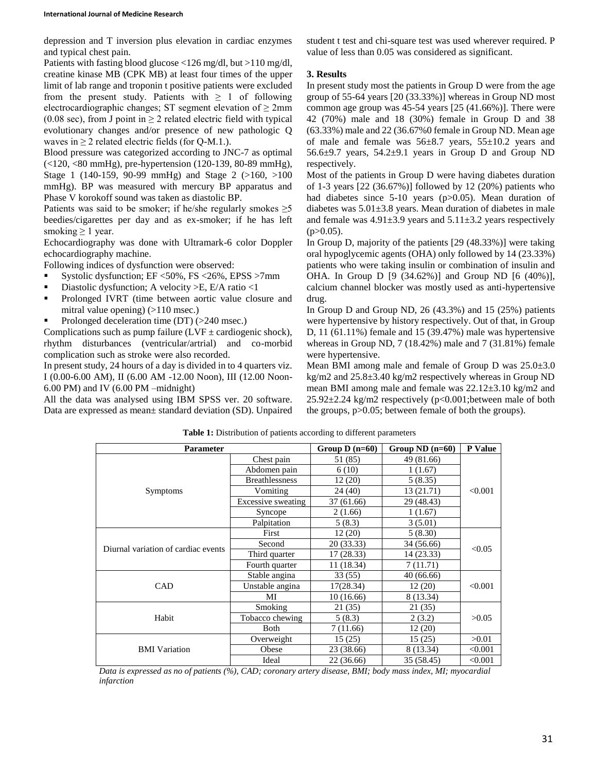depression and T inversion plus elevation in cardiac enzymes and typical chest pain.

Patients with fasting blood glucose <126 mg/dl, but >110 mg/dl, creatine kinase MB (CPK MB) at least four times of the upper limit of lab range and troponin t positive patients were excluded from the present study. Patients with ≥ 1 of following electrocardiographic changes; ST segment elevation of ≥ 2mm (0.08 sec), from J point in ≥ 2 related electric field with typical evolutionary changes and/or presence of new pathologic Q waves in ≥ 2 related electric fields (for Q-M.1.).

Blood pressure was categorized according to JNC-7 as optimal (<120, <80 mmHg), pre-hypertension (120-139, 80-89 mmHg), Stage 1 (140-159, 90-99 mmHg) and Stage 2 (>160, >100 mmHg). BP was measured with mercury BP apparatus and Phase V korokoff sound was taken as diastolic BP.

Patients was said to be smoker; if he/she regularly smokes ≥5 beedies/cigarettes per day and as ex-smoker; if he has left smoking ≥ 1 year.

Echocardiography was done with Ultramark-6 color Doppler echocardiography machine.

Following indices of dysfunction were observed:

- Systolic dysfunction; EF <50%, FS <26%, EPSS >7mm
- Diastolic dysfunction; A velocity >E, E/A ratio <1
- Prolonged IVRT (time between aortic value closure and mitral value opening) (>110 msec.)
- Prolonged deceleration time (DT) (>240 msec.)

Complications such as pump failure (LVF ± cardiogenic shock), rhythm disturbances (ventricular/artrial) and co-morbid complication such as stroke were also recorded.

In present study, 24 hours of a day is divided in to 4 quarters viz. I (0.00-6.00 AM), II (6.00 AM -12.00 Noon), III (12.00 Noon-6.00 PM) and IV (6.00 PM –midnight)

All the data was analysed using IBM SPSS ver. 20 software. Data are expressed as mean± standard deviation (SD). Unpaired student t test and chi-square test was used wherever required. P value of less than 0.05 was considered as significant.

### 3. Results

In present study most the patients in Group D were from the age group of 55-64 years [20 (33.33%)] whereas in Group ND most common age group was 45-54 years [25 (41.66%)]. There were 42 (70%) male and 18 (30%) female in Group D and 38 (63.33%) male and 22 (36.67%0 female in Group ND. Mean age of male and female was 56±8.7 years, 55±10.2 years and 56.6±9.7 years, 54.2±9.1 years in Group D and Group ND respectively.

Most of the patients in Group D were having diabetes duration of 1-3 years [22 (36.67%)] followed by 12 (20%) patients who had diabetes since 5-10 years (p>0.05). Mean duration of diabetes was 5.01±3.8 years. Mean duration of diabetes in male and female was 4.91±3.9 years and 5.11±3.2 years respectively (p>0.05).

In Group D, majority of the patients [29 (48.33%)] were taking oral hypoglycemic agents (OHA) only followed by 14 (23.33%) patients who were taking insulin or combination of insulin and OHA. In Group D [9 (34.62%)] and Group ND [6 (40%)], calcium channel blocker was mostly used as anti-hypertensive drug.

In Group D and Group ND, 26 (43.3%) and 15 (25%) patients were hypertensive by history respectively. Out of that, in Group D, 11 (61.11%) female and 15 (39.47%) male was hypertensive whereas in Group ND, 7 (18.42%) male and 7 (31.81%) female were hypertensive.

Mean BMI among male and female of Group D was 25.0±3.0 kg/m2 and 25.8±3.40 kg/m2 respectively whereas in Group ND mean BMI among male and female was 22.12±3.10 kg/m2 and 25.92±2.24 kg/m2 respectively (p<0.001;between male of both the groups, p>0.05; between female of both the groups).

**Table 1:** Distribution of patients according to different parameters

| Parameter | | Group D (n=60) | Group ND (n=60) | P Value |
|---|---|---|---|---|
| Symptoms | Chest pain | 51 (85) | 49 (81.66) | <0.001 |
| | Abdomen pain | 6 (10) | 1 (1.67) | |
| | Breathlessness | 12 (20) | 5 (8.35) | |
| | Vomiting | 24 (40) | 13 (21.71) | |
| | Excessive sweating | 37 (61.66) | 29 (48.43) | |
| | Syncope | 2 (1.66) | 1 (1.67) | |
| | Palpitation | 5 (8.3) | 3 (5.01) | |
| Diurnal variation of cardiac events | First | 12 (20) | 5 (8.30) | <0.05 |
| | Second | 20 (33.33) | 34 (56.66) | |
| | Third quarter | 17 (28.33) | 14 (23.33) | |
| | Fourth quarter | 11 (18.34) | 7 (11.71) | |
| CAD | Stable angina | 33 (55) | 40 (66.66) | <0.001 |
| | Unstable angina | 17(28.34) | 12 (20) | |
| | MI | 10 (16.66) | 8 (13.34) | |
| Habit | Smoking | 21 (35) | 21 (35) | >0.05 |
| | Tobacco chewing | 5 (8.3) | 2 (3.2) | |
| | Both | 7 (11.66) | 12 (20) | |
| BMI Variation | Overweight | 15 (25) | 15 (25) | >0.01 |
| | Obese | 23 (38.66) | 8 (13.34) | <0.001 |
| | Ideal | 22 (36.66) | 35 (58.45) | <0.001 |

*Data is expressed as no of patients (%), CAD; coronary artery disease, BMI; body mass index, MI; myocardial infarction*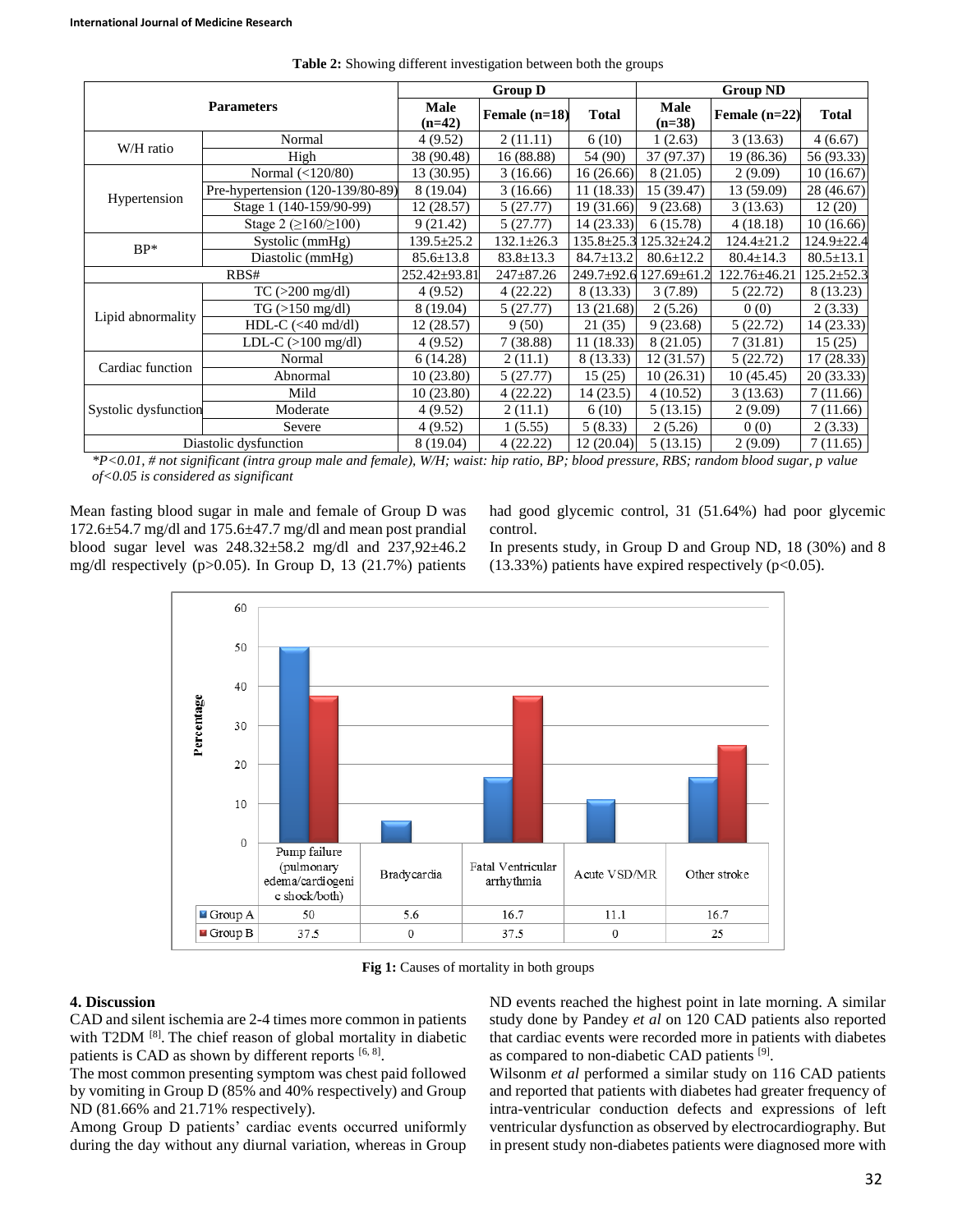**Table 2:** Showing different investigation between both the groups

| Parameters | | Group D | | | Group ND | | |
|---|---|---|---|---|---|---|---|
| | | Male (n=42) | Female (n=18) | Total | Male (n=38) | Female (n=22) | Total |
| W/H ratio | Normal | 4 (9.52) | 2 (11.11) | 6 (10) | 1 (2.63) | 3 (13.63) | 4 (6.67) |
| | High | 38 (90.48) | 16 (88.88) | 54 (90) | 37 (97.37) | 19 (86.36) | 56 (93.33) |
| Hypertension | Normal (<120/80) | 13 (30.95) | 3 (16.66) | 16 (26.66) | 8 (21.05) | 2 (9.09) | 10 (16.67) |
| | Pre-hypertension (120-139/80-89) | 8 (19.04) | 3 (16.66) | 11 (18.33) | 15 (39.47) | 13 (59.09) | 28 (46.67) |
| | Stage 1 (140-159/90-99) | 12 (28.57) | 5 (27.77) | 19 (31.66) | 9 (23.68) | 3 (13.63) | 12 (20) |
| | Stage 2 (≥160/≥100) | 9 (21.42) | 5 (27.77) | 14 (23.33) | 6 (15.78) | 4 (18.18) | 10 (16.66) |
| BP* | Systolic (mmHg) | 139.5±25.2 | 132.1±26.3 | 135.8±25.3 | 125.32±24.2 | 124.4±21.2 | 124.9±22.4 |
| | Diastolic (mmHg) | 85.6±13.8 | 83.8±13.3 | 84.7±13.2 | 80.6±12.2 | 80.4±14.3 | 80.5±13.1 |
| RBS# | | 252.42±93.81 | 247±87.26 | 249.7±92.6 | 127.69±61.2 | 122.76±46.21 | 125.2±52.3 |
| Lipid abnormality | TC (>200 mg/dl) | 4 (9.52) | 4 (22.22) | 8 (13.33) | 3 (7.89) | 5 (22.72) | 8 (13.23) |
| | TG (>150 mg/dl) | 8 (19.04) | 5 (27.77) | 13 (21.68) | 2 (5.26) | 0 (0) | 2 (3.33) |
| | HDL-C (<40 md/dl) | 12 (28.57) | 9 (50) | 21 (35) | 9 (23.68) | 5 (22.72) | 14 (23.33) |
| | LDL-C (>100 mg/dl) | 4 (9.52) | 7 (38.88) | 11 (18.33) | 8 (21.05) | 7 (31.81) | 15 (25) |
| Cardiac function | Normal | 6 (14.28) | 2 (11.1) | 8 (13.33) | 12 (31.57) | 5 (22.72) | 17 (28.33) |
| | Abnormal | 10 (23.80) | 5 (27.77) | 15 (25) | 10 (26.31) | 10 (45.45) | 20 (33.33) |
| Systolic dysfunction | Mild | 10 (23.80) | 4 (22.22) | 14 (23.5) | 4 (10.52) | 3 (13.63) | 7 (11.66) |
| | Moderate | 4 (9.52) | 2 (11.1) | 6 (10) | 5 (13.15) | 2 (9.09) | 7 (11.66) |
| | Severe | 4 (9.52) | 1 (5.55) | 5 (8.33) | 2 (5.26) | 0 (0) | 2 (3.33) |
| Diastolic dysfunction | | 8 (19.04) | 4 (22.22) | 12 (20.04) | 5 (13.15) | 2 (9.09) | 7 (11.65) |

*\*P<0.01, # not significant (intra group male and female), W/H; waist: hip ratio, BP; blood pressure, RBS; random blood sugar, p value of<0.05 is considered as significant*

Mean fasting blood sugar in male and female of Group D was 172.6±54.7 mg/dl and 175.6±47.7 mg/dl and mean post prandial blood sugar level was 248.32±58.2 mg/dl and 237,92±46.2 mg/dl respectively (p>0.05). In Group D, 13 (21.7%) patients had good glycemic control, 31 (51.64%) had poor glycemic control.

In presents study, in Group D and Group ND, 18 (30%) and 8 (13.33%) patients have expired respectively (p<0.05).

| | Pump failure (pulmonary edema/cardiogenic shock/both) | Bradycardia | Fatal Ventricular arrhythmia | Acute VSD/MR | Other stroke |
|---|---|---|---|---|---|
| Group A | 50 | 5.6 | 16.7 | 11.1 | 16.7 |
| Group B | 37.5 | 0 | 37.5 | 0 | 25 |

**Fig 1:** Causes of mortality in both groups

## 4. Discussion

CAD and silent ischemia are 2-4 times more common in patients with T2DM [8]. The chief reason of global mortality in diabetic patients is CAD as shown by different reports [6, 8].

The most common presenting symptom was chest paid followed by vomiting in Group D (85% and 40% respectively) and Group ND (81.66% and 21.71% respectively).

Among Group D patients' cardiac events occurred uniformly during the day without any diurnal variation, whereas in Group ND events reached the highest point in late morning. A similar study done by Pandey *et al* on 120 CAD patients also reported that cardiac events were recorded more in patients with diabetes as compared to non-diabetic CAD patients [9].

Wilsonm *et al* performed a similar study on 116 CAD patients and reported that patients with diabetes had greater frequency of intra-ventricular conduction defects and expressions of left ventricular dysfunction as observed by electrocardiography. But in present study non-diabetes patients were diagnosed more with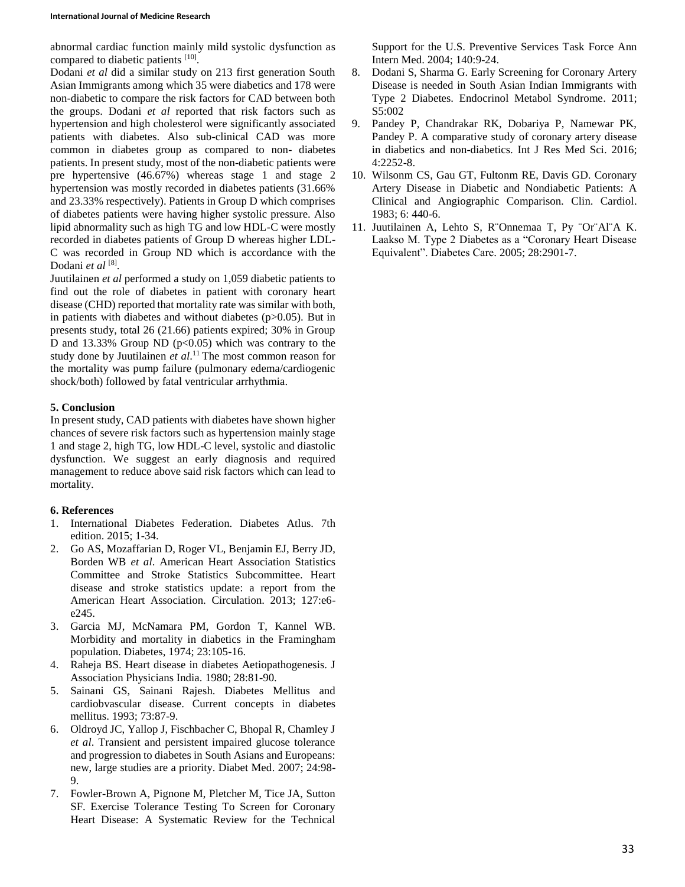abnormal cardiac function mainly mild systolic dysfunction as compared to diabetic patients [10].

Dodani *et al* did a similar study on 213 first generation South Asian Immigrants among which 35 were diabetics and 178 were non-diabetic to compare the risk factors for CAD between both the groups. Dodani *et al* reported that risk factors such as hypertension and high cholesterol were significantly associated patients with diabetes. Also sub-clinical CAD was more common in diabetes group as compared to non- diabetes patients. In present study, most of the non-diabetic patients were pre hypertensive (46.67%) whereas stage 1 and stage 2 hypertension was mostly recorded in diabetes patients (31.66% and 23.33% respectively). Patients in Group D which comprises of diabetes patients were having higher systolic pressure. Also lipid abnormality such as high TG and low HDL-C were mostly recorded in diabetes patients of Group D whereas higher LDL-C was recorded in Group ND which is accordance with the Dodani *et al* [8].

Juutilainen *et al* performed a study on 1,059 diabetic patients to find out the role of diabetes in patient with coronary heart disease (CHD) reported that mortality rate was similar with both, in patients with diabetes and without diabetes ($p>0.05$). But in presents study, total 26 (21.66) patients expired; 30% in Group D and 13.33% Group ND ($p<0.05$) which was contrary to the study done by Juutilainen *et al*.[11] The most common reason for the mortality was pump failure (pulmonary edema/cardiogenic shock/both) followed by fatal ventricular arrhythmia.

## 5. Conclusion

In present study, CAD patients with diabetes have shown higher chances of severe risk factors such as hypertension mainly stage 1 and stage 2, high TG, low HDL-C level, systolic and diastolic dysfunction. We suggest an early diagnosis and required management to reduce above said risk factors which can lead to mortality.

## 6. References

1. International Diabetes Federation. Diabetes Atlus. 7th edition. 2015; 1-34.
2. Go AS, Mozaffarian D, Roger VL, Benjamin EJ, Berry JD, Borden WB *et al*. American Heart Association Statistics Committee and Stroke Statistics Subcommittee. Heart disease and stroke statistics update: a report from the American Heart Association. Circulation. 2013; 127:e6-e245.
3. Garcia MJ, McNamara PM, Gordon T, Kannel WB. Morbidity and mortality in diabetics in the Framingham population. Diabetes, 1974; 23:105-16.
4. Raheja BS. Heart disease in diabetes Aetiopathogenesis. J Association Physicians India. 1980; 28:81-90.
5. Sainani GS, Sainani Rajesh. Diabetes Mellitus and cardiobvascular disease. Current concepts in diabetes mellitus. 1993; 73:87-9.
6. Oldroyd JC, Yallop J, Fischbacher C, Bhopal R, Chamley J *et al*. Transient and persistent impaired glucose tolerance and progression to diabetes in South Asians and Europeans: new, large studies are a priority. Diabet Med. 2007; 24:98-9.
7. Fowler-Brown A, Pignone M, Pletcher M, Tice JA, Sutton SF. Exercise Tolerance Testing To Screen for Coronary Heart Disease: A Systematic Review for the Technical Support for the U.S. Preventive Services Task Force Ann Intern Med. 2004; 140:9-24.
8. Dodani S, Sharma G. Early Screening for Coronary Artery Disease is needed in South Asian Indian Immigrants with Type 2 Diabetes. Endocrinol Metabol Syndrome. 2011; S5:002
9. Pandey P, Chandrakar RK, Dobariya P, Namewar PK, Pandey P. A comparative study of coronary artery disease in diabetics and non-diabetics. Int J Res Med Sci. 2016; 4:2252-8.
10. Wilsonm CS, Gau GT, Fultonm RE, Davis GD. Coronary Artery Disease in Diabetic and Nondiabetic Patients: A Clinical and Angiographic Comparison. Clin. Cardiol. 1983; 6: 440-6.
11. Juutilainen A, Lehto S, R¨Onnemaa T, Py ¨Or¨Al¨A K. Laakso M. Type 2 Diabetes as a “Coronary Heart Disease Equivalent”. Diabetes Care. 2005; 28:2901-7.